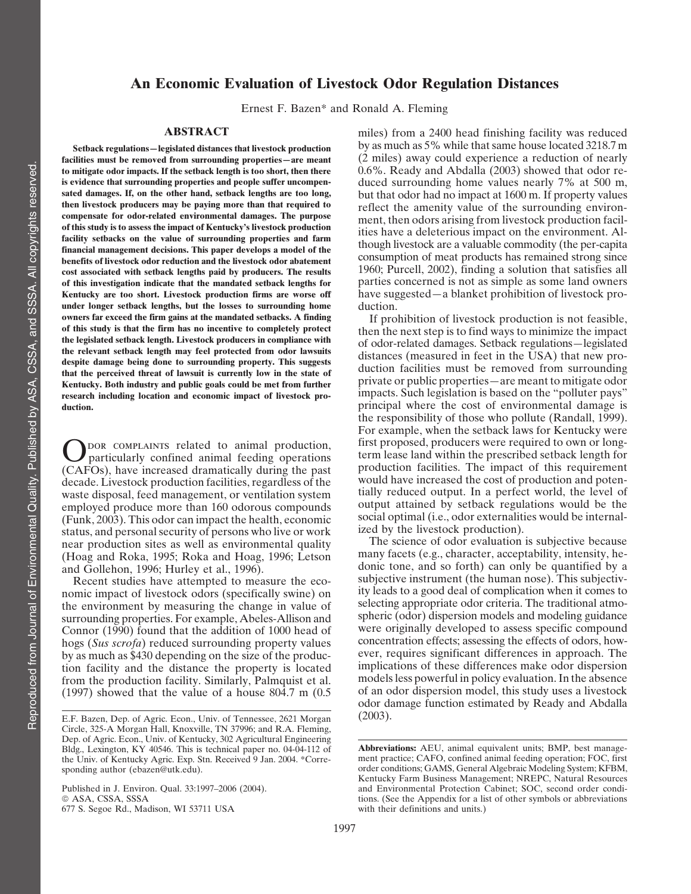# An Economic Evaluation of Livestock Odor Regulation Distances

Ernest F. Bazen* and Ronald A. Fleming

## ABSTRACT

**Setback regulations—legislated distances that livestock production facilities must be removed from surrounding properties—are meant to mitigate odor impacts. If the setback length is too short, then there is evidence that surrounding properties and people suffer uncompensated damages. If, on the other hand, setback lengths are too long, then livestock producers may be paying more than that required to compensate for odor-related environmental damages. The purpose of this study is to assess the impact of Kentucky's livestock production facility setbacks on the value of surrounding properties and farm financial management decisions. This paper develops a model of the benefits of livestock odor reduction and the livestock odor abatement cost associated with setback lengths paid by producers. The results of this investigation indicate that the mandated setback lengths for Kentucky are too short. Livestock production firms are worse off under longer setback lengths, but the losses to surrounding home owners far exceed the firm gains at the mandated setbacks. A finding of this study is that the firm has no incentive to completely protect the legislated setback length. Livestock producers in compliance with the relevant setback length may feel protected from odor lawsuits despite damage being done to surrounding property. This suggests that the perceived threat of lawsuit is currently low in the state of Kentucky. Both industry and public goals could be met from further research including location and economic impact of livestock production.**

Odor complaints related to animal production, particularly confined animal feeding operations (CAFOs), have increased dramatically during the past decade. Livestock production facilities, regardless of the waste disposal, feed management, or ventilation system employed produce more than 160 odorous compounds (Funk, 2003). This odor can impact the health, economic status, and personal security of persons who live or work near production sites as well as environmental quality (Hoag and Roka, 1995; Roka and Hoag, 1996; Letson and Gollehon, 1996; Hurley et al., 1996).

Recent studies have attempted to measure the economic impact of livestock odors (specifically swine) on the environment by measuring the change in value of surrounding properties. For example, Abeles-Allison and Connor (1990) found that the addition of 1000 head of hogs (*Sus scrofa*) reduced surrounding property values by as much as \$430 depending on the size of the production facility and the distance the property is located from the production facility. Similarly, Palmquist et al. (1997) showed that the value of a house 804.7 m (0.5 miles) from a 2400 head finishing facility was reduced by as much as 5% while that same house located 3218.7 m (2 miles) away could experience a reduction of nearly 0.6%. Ready and Abdalla (2003) showed that odor reduced surrounding home values nearly 7% at 500 m, but that odor had no impact at 1600 m. If property values reflect the amenity value of the surrounding environment, then odors arising from livestock production facilities have a deleterious impact on the environment. Although livestock are a valuable commodity (the per-capita consumption of meat products has remained strong since 1960; Purcell, 2002), finding a solution that satisfies all parties concerned is not as simple as some land owners have suggested—a blanket prohibition of livestock production.

If prohibition of livestock production is not feasible, then the next step is to find ways to minimize the impact of odor-related damages. Setback regulations—legislated distances (measured in feet in the USA) that new production facilities must be removed from surrounding private or public properties—are meant to mitigate odor impacts. Such legislation is based on the "polluter pays" principal where the cost of environmental damage is the responsibility of those who pollute (Randall, 1999). For example, when the setback laws for Kentucky were first proposed, producers were required to own or long-term lease land within the prescribed setback length for production facilities. The impact of this requirement would have increased the cost of production and potentially reduced output. In a perfect world, the level of output attained by setback regulations would be the social optimal (i.e., odor externalities would be internalized by the livestock production).

The science of odor evaluation is subjective because many facets (e.g., character, acceptability, intensity, hedonic tone, and so forth) can only be quantified by a subjective instrument (the human nose). This subjectivity leads to a good deal of complication when it comes to selecting appropriate odor criteria. The traditional atmospheric (odor) dispersion models and modeling guidance were originally developed to assess specific compound concentration effects; assessing the effects of odors, however, requires significant differences in approach. The implications of these differences make odor dispersion models less powerful in policy evaluation. In the absence of an odor dispersion model, this study uses a livestock odor damage function estimated by Ready and Abdalla (2003).

E.F. Bazen, Dep. of Agric. Econ., Univ. of Tennessee, 2621 Morgan Circle, 325-A Morgan Hall, Knoxville, TN 37996; and R.A. Fleming, Dep. of Agric. Econ., Univ. of Kentucky, 302 Agricultural Engineering Bldg., Lexington, KY 40546. This is technical paper no. 04-04-112 of the Univ. of Kentucky Agric. Exp. Stn. Received 9 Jan. 2004. *Corresponding author (ebazen@utk.edu).

Published in J. Environ. Qual. 33:1997–2006 (2004).
© ASA, CSSA, SSSA
677 S. Segoe Rd., Madison, WI 53711 USA

**Abbreviations:** AEU, animal equivalent units; BMP, best management practice; CAFO, confined animal feeding operation; FOC, first order conditions; GAMS, General Algebraic Modeling System; KFBM, Kentucky Farm Business Management; NREPC, Natural Resources and Environmental Protection Cabinet; SOC, second order conditions. (See the Appendix for a list of other symbols or abbreviations with their definitions and units.)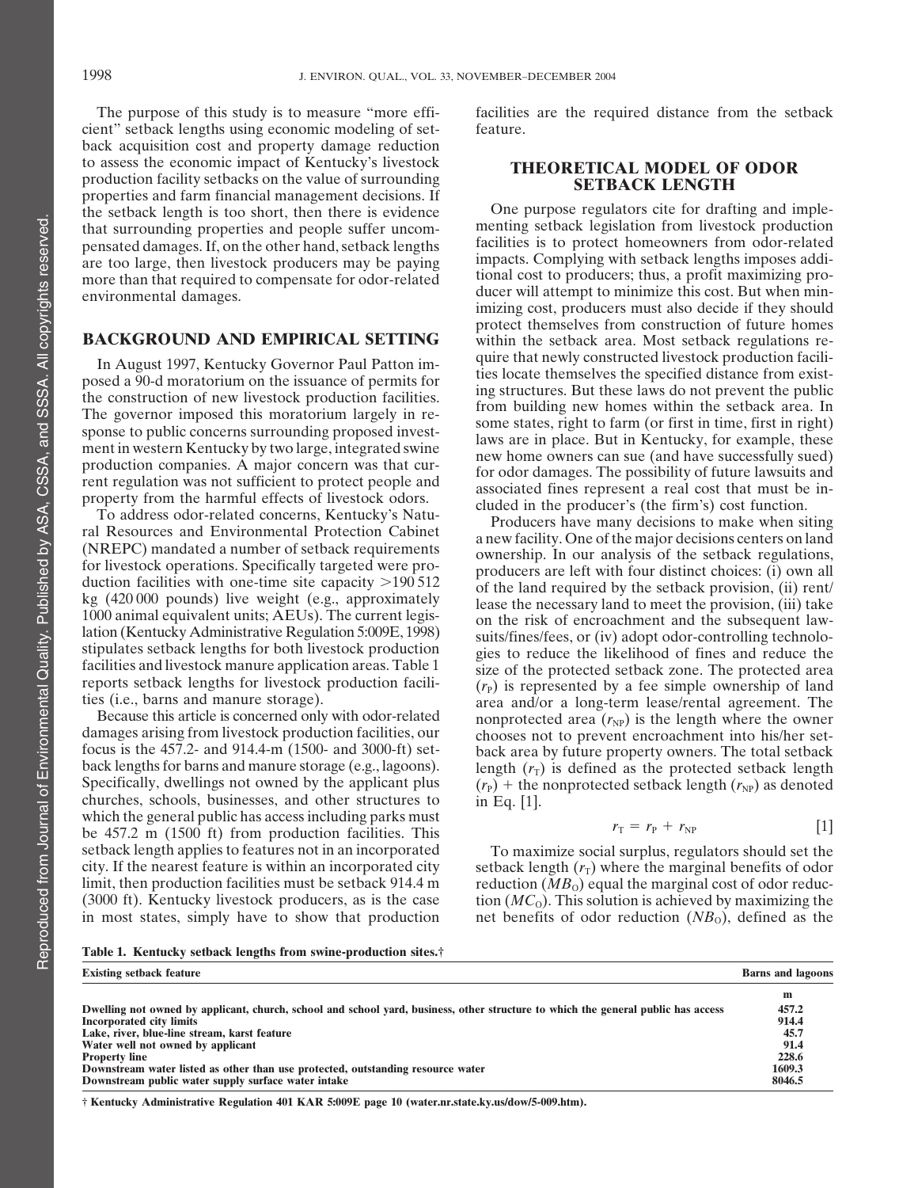The purpose of this study is to measure "more efficient" setback lengths using economic modeling of setback acquisition cost and property damage reduction to assess the economic impact of Kentucky's livestock production facility setbacks on the value of surrounding properties and farm financial management decisions. If the setback length is too short, then there is evidence that surrounding properties and people suffer uncompensated damages. If, on the other hand, setback lengths are too large, then livestock producers may be paying more than that required to compensate for odor-related environmental damages.

## BACKGROUND AND EMPIRICAL SETTING

In August 1997, Kentucky Governor Paul Patton imposed a 90-d moratorium on the issuance of permits for the construction of new livestock production facilities. The governor imposed this moratorium largely in response to public concerns surrounding proposed investment in western Kentucky by two large, integrated swine production companies. A major concern was that current regulation was not sufficient to protect people and property from the harmful effects of livestock odors.

To address odor-related concerns, Kentucky's Natural Resources and Environmental Protection Cabinet (NREPC) mandated a number of setback requirements for livestock operations. Specifically targeted were production facilities with one-time site capacity >190 512 kg (420 000 pounds) live weight (e.g., approximately 1000 animal equivalent units; AEUs). The current legislation (Kentucky Administrative Regulation 5:009E, 1998) stipulates setback lengths for both livestock production facilities and livestock manure application areas. Table 1 reports setback lengths for livestock production facilities (i.e., barns and manure storage).

Because this article is concerned only with odor-related damages arising from livestock production facilities, our focus is the 457.2- and 914.4-m (1500- and 3000-ft) setback lengths for barns and manure storage (e.g., lagoons). Specifically, dwellings not owned by the applicant plus churches, schools, businesses, and other structures to which the general public has access including parks must be 457.2 m (1500 ft) from production facilities. This setback length applies to features not in an incorporated city. If the nearest feature is within an incorporated city limit, then production facilities must be setback 914.4 m (3000 ft). Kentucky livestock producers, as is the case in most states, simply have to show that production facilities are the required distance from the setback feature.

## THEORETICAL MODEL OF ODOR SETBACK LENGTH

One purpose regulators cite for drafting and implementing setback legislation from livestock production facilities is to protect homeowners from odor-related impacts. Complying with setback lengths imposes additional cost to producers; thus, a profit maximizing producer will attempt to minimize this cost. But when minimizing cost, producers must also decide if they should protect themselves from construction of future homes within the setback area. Most setback regulations require that newly constructed livestock production facilities locate themselves the specified distance from existing structures. But these laws do not prevent the public from building new homes within the setback area. In some states, right to farm (or first in time, first in right) laws are in place. But in Kentucky, for example, these new home owners can sue (and have successfully sued) for odor damages. The possibility of future lawsuits and associated fines represent a real cost that must be included in the producer's (the firm's) cost function.

Producers have many decisions to make when siting a new facility. One of the major decisions centers on land ownership. In our analysis of the setback regulations, producers are left with four distinct choices: (i) own all of the land required by the setback provision, (ii) rent/lease the necessary land to meet the provision, (iii) take on the risk of encroachment and the subsequent lawsuits/fines/fees, or (iv) adopt odor-controlling technologies to reduce the likelihood of fines and reduce the size of the protected setback zone. The protected area ($r_P$) is represented by a fee simple ownership of land area and/or a long-term lease/rental agreement. The nonprotected area ($r_{NP}$) is the length where the owner chooses not to prevent encroachment into his/her setback area by future property owners. The total setback length ($r_T$) is defined as the protected setback length ($r_P$) + the nonprotected setback length ($r_{NP}$) as denoted in Eq. [1].

$$r_T = r_P + r_{NP} \quad [1]$$

To maximize social surplus, regulators should set the setback length ($r_T$) where the marginal benefits of odor reduction ($MB_O$) equal the marginal cost of odor reduction ($MC_O$). This solution is achieved by maximizing the net benefits of odor reduction ($NB_O$), defined as the

**Table 1. Kentucky setback lengths from swine-production sites.†**

| Existing setback feature | Barns and lagoons |
|---|---|
| | m |
| Dwelling not owned by applicant, church, school and school yard, business, other structure to which the general public has access | 457.2 |
| Incorporated city limits | 914.4 |
| Lake, river, blue-line stream, karst feature | 45.7 |
| Water well not owned by applicant | 91.4 |
| Property line | 228.6 |
| Downstream water listed as other than use protected, outstanding resource water | 1609.3 |
| Downstream public water supply surface water intake | 8046.5 |

† Kentucky Administrative Regulation 401 KAR 5:009E page 10 (water.nr.state.ky.us/dow/5-009.htm).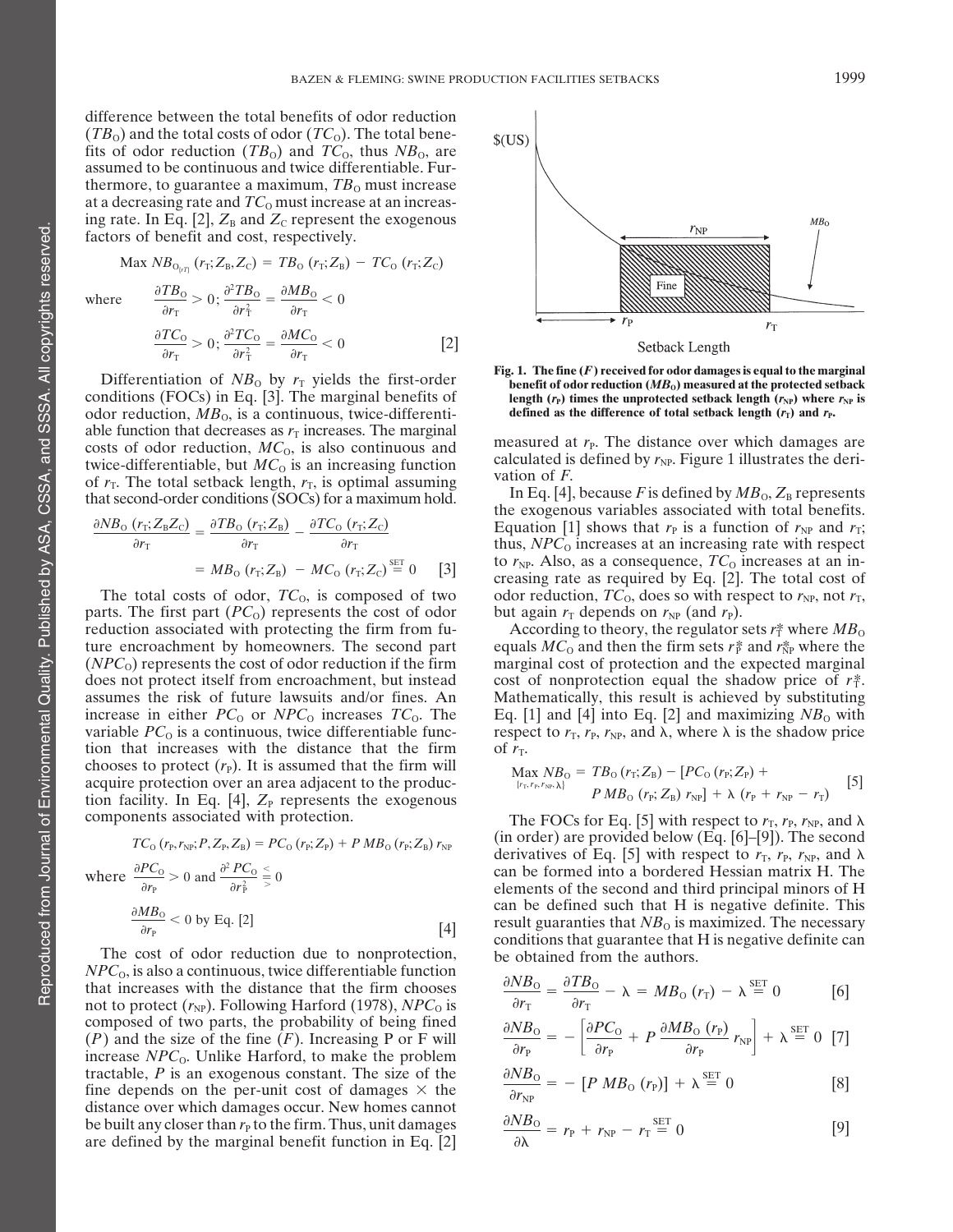difference between the total benefits of odor reduction ($TB_O$) and the total costs of odor ($TC_O$). The total benefits of odor reduction ($TB_O$) and $TC_O$, thus $NB_O$, are assumed to be continuous and twice differentiable. Furthermore, to guarantee a maximum, $TB_O$ must increase at a decreasing rate and $TC_O$ must increase at an increasing rate. In Eq. [2], $Z_B$ and $Z_C$ represent the exogenous factors of benefit and cost, respectively.

$$\text{Max } NB_{O_{\{r_T\}}} (r_T; Z_B, Z_C) = TB_O (r_T; Z_B) - TC_O (r_T; Z_C)$$

$$\text{where} \quad \frac{\partial TB_O}{\partial r_T} > 0; \frac{\partial^2 TB_O}{\partial r_T^2} = \frac{\partial MB_O}{\partial r_T} < 0$$

$$\frac{\partial TC_O}{\partial r_T} > 0; \frac{\partial^2 TC_O}{\partial r_T^2} = \frac{\partial MC_O}{\partial r_T} < 0 \qquad [2]$$

Differentiation of $NB_O$ by $r_T$ yields the first-order conditions (FOCs) in Eq. [3]. The marginal benefits of odor reduction, $MB_O$, is a continuous, twice-differentiable function that decreases as $r_T$ increases. The marginal costs of odor reduction, $MC_O$, is also continuous and twice-differentiable, but $MC_O$ is an increasing function of $r_T$. The total setback length, $r_T$, is optimal assuming that second-order conditions (SOCs) for a maximum hold.

$$\frac{\partial NB_O (r_T; Z_B Z_C)}{\partial r_T} = \frac{\partial TB_O (r_T; Z_B)}{\partial r_T} - \frac{\partial TC_O (r_T; Z_C)}{\partial r_T}$$

$$= MB_O (r_T; Z_B) - MC_O (r_T; Z_C) \overset{\text{SET}}{=} 0 \qquad [3]$$

The total costs of odor, $TC_O$, is composed of two parts. The first part ($PC_O$) represents the cost of odor reduction associated with protecting the firm from future encroachment by homeowners. The second part ($NPC_O$) represents the cost of odor reduction if the firm does not protect itself from encroachment, but instead assumes the risk of future lawsuits and/or fines. An increase in either $PC_O$ or $NPC_O$ increases $TC_O$. The variable $PC_O$ is a continuous, twice differentiable function that increases with the distance that the firm chooses to protect ($r_P$). It is assumed that the firm will acquire protection over an area adjacent to the production facility. In Eq. [4], $Z_P$ represents the exogenous components associated with protection.

$$TC_O (r_P, r_{NP}; P, Z_P, Z_B) = PC_O (r_P; Z_P) + P\, MB_O (r_P; Z_B)\, r_{NP}$$

$$\text{where} \quad \frac{\partial PC_O}{\partial r_P} > 0 \text{ and } \frac{\partial^2 PC_O}{\partial r_P^2} \lesseqgtr 0$$

$$\frac{\partial MB_O}{\partial r_P} < 0 \text{ by Eq. [2]} \qquad [4]$$

The cost of odor reduction due to nonprotection, $NPC_O$, is also a continuous, twice differentiable function that increases with the distance that the firm chooses not to protect ($r_{NP}$). Following Harford (1978), $NPC_O$ is composed of two parts, the probability of being fined ($P$) and the size of the fine ($F$). Increasing P or F will increase $NPC_O$. Unlike Harford, to make the problem tractable, $P$ is an exogenous constant. The size of the fine depends on the per-unit cost of damages × the distance over which damages occur. New homes cannot be built any closer than $r_P$ to the firm. Thus, unit damages are defined by the marginal benefit function in Eq. [2] measured at $r_P$. The distance over which damages are calculated is defined by $r_{NP}$. Figure 1 illustrates the derivation of $F$.

**Fig. 1. The fine ($F$) received for odor damages is equal to the marginal benefit of odor reduction ($MB_O$) measured at the protected setback length ($r_P$) times the unprotected setback length ($r_{NP}$) where $r_{NP}$ is defined as the difference of total setback length ($r_T$) and $r_P$.**

In Eq. [4], because $F$ is defined by $MB_O$, $Z_B$ represents the exogenous variables associated with total benefits. Equation [1] shows that $r_P$ is a function of $r_{NP}$ and $r_T$; thus, $NPC_O$ increases at an increasing rate with respect to $r_{NP}$. Also, as a consequence, $TC_O$ increases at an increasing rate as required by Eq. [2]. The total cost of odor reduction, $TC_O$, does so with respect to $r_{NP}$, not $r_T$, but again $r_T$ depends on $r_{NP}$ (and $r_P$).

According to theory, the regulator sets $r_T^*$ where $MB_O$ equals $MC_O$ and then the firm sets $r_P^*$ and $r_{NP}^*$ where the marginal cost of protection and the expected marginal cost of nonprotection equal the shadow price of $r_T^*$. Mathematically, this result is achieved by substituting Eq. [1] and [4] into Eq. [2] and maximizing $NB_O$ with respect to $r_T$, $r_P$, $r_{NP}$, and $\lambda$, where $\lambda$ is the shadow price of $r_T$.

$$\underset{\{r_T, r_P, r_{NP}, \lambda\}}{\text{Max}}\; NB_O = TB_O (r_T; Z_B) - [PC_O (r_P; Z_P) + P\, MB_O (r_P; Z_B)\, r_{NP}] + \lambda\, (r_P + r_{NP} - r_T) \qquad [5]$$

The FOCs for Eq. [5] with respect to $r_T$, $r_P$, $r_{NP}$, and $\lambda$ (in order) are provided below (Eq. [6]–[9]). The second derivatives of Eq. [5] with respect to $r_T$, $r_P$, $r_{NP}$, and $\lambda$ can be formed into a bordered Hessian matrix H. The elements of the second and third principal minors of H can be defined such that H is negative definite. This result guaranties that $NB_O$ is maximized. The necessary conditions that guarantee that H is negative definite can be obtained from the authors.

$$\frac{\partial NB_O}{\partial r_T} = \frac{\partial TB_O}{\partial r_T} - \lambda = MB_O (r_T) - \lambda \overset{\text{SET}}{=} 0 \qquad [6]$$

$$\frac{\partial NB_O}{\partial r_P} = -\left[\frac{\partial PC_O}{\partial r_P} + P\, \frac{\partial MB_O (r_P)}{\partial r_P}\, r_{NP}\right] + \lambda \overset{\text{SET}}{=} 0 \qquad [7]$$

$$\frac{\partial NB_O}{\partial r_{NP}} = -\,[P\, MB_O (r_P)] + \lambda \overset{\text{SET}}{=} 0 \qquad [8]$$

$$\frac{\partial NB_O}{\partial \lambda} = r_P + r_{NP} - r_T \overset{\text{SET}}{=} 0 \qquad [9]$$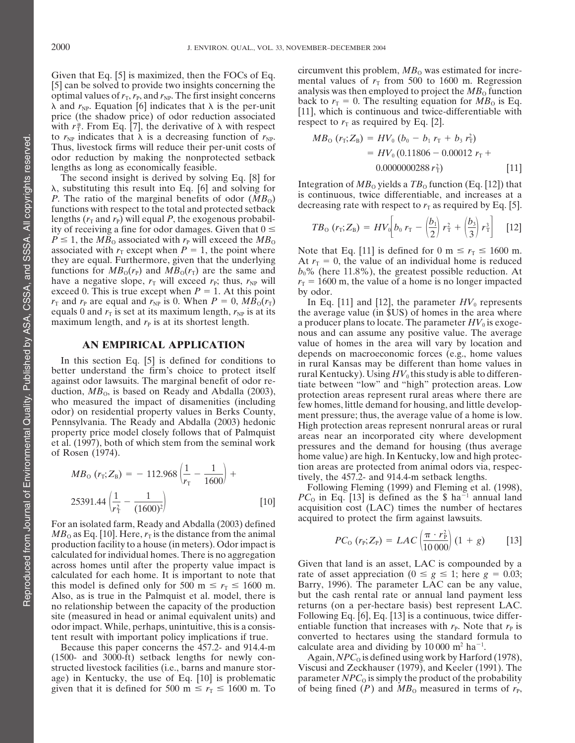Given that Eq. [5] is maximized, then the FOCs of Eq. [5] can be solved to provide two insights concerning the optimal values of $r_T$, $r_P$, and $r_{NP}$. The first insight concerns $\lambda$ and $r_{NP}$. Equation [6] indicates that $\lambda$ is the per-unit price (the shadow price) of odor reduction associated with $r_T^*$. From Eq. [7], the derivative of $\lambda$ with respect to $r_{NP}$ indicates that $\lambda$ is a decreasing function of $r_{NP}$. Thus, livestock firms will reduce their per-unit costs of odor reduction by making the nonprotected setback lengths as long as economically feasible.

The second insight is derived by solving Eq. [8] for $\lambda$, substituting this result into Eq. [6] and solving for $P$. The ratio of the marginal benefits of odor ($MB_O$) functions with respect to the total and protected setback lengths ($r_T$ and $r_P$) will equal $P$, the exogenous probability of receiving a fine for odor damages. Given that $0 \leq P \leq 1$, the $MB_O$ associated with $r_P$ will exceed the $MB_O$ associated with $r_T$ except when $P = 1$, the point where they are equal. Furthermore, given that the underlying functions for $MB_O(r_P)$ and $MB_O(r_T)$ are the same and have a negative slope, $r_T$ will exceed $r_P$; thus, $r_{NP}$ will exceed 0. This is true except when $P = 1$. At this point $r_T$ and $r_P$ are equal and $r_{NP}$ is 0. When $P = 0$, $MB_O(r_T)$ equals 0 and $r_T$ is set at its maximum length, $r_{NP}$ is at its maximum length, and $r_P$ is at its shortest length.

## AN EMPIRICAL APPLICATION

In this section Eq. [5] is defined for conditions to better understand the firm's choice to protect itself against odor lawsuits. The marginal benefit of odor reduction, $MB_O$, is based on Ready and Abdalla (2003), who measured the impact of disamenities (including odor) on residential property values in Berks County, Pennsylvania. The Ready and Abdalla (2003) hedonic property price model closely follows that of Palmquist et al. (1997), both of which stem from the seminal work of Rosen (1974).

$$MB_O\,(r_T; Z_B) = -\,112.968\left(\frac{1}{r_T} - \frac{1}{1600}\right) + 25391.44\left(\frac{1}{r_T^2} - \frac{1}{(1600)^2}\right) \qquad [10]$$

For an isolated farm, Ready and Abdalla (2003) defined $MB_O$ as Eq. [10]. Here, $r_T$ is the distance from the animal production facility to a house (in meters). Odor impact is calculated for individual homes. There is no aggregation across homes until after the property value impact is calculated for each home. It is important to note that this model is defined only for $500 \text{ m} \leq r_T \leq 1600$ m. Also, as is true in the Palmquist et al. model, there is no relationship between the capacity of the production site (measured in head or animal equivalent units) and odor impact. While, perhaps, unintuitive, this is a consistent result with important policy implications if true.

Because this paper concerns the 457.2- and 914.4-m (1500- and 3000-ft) setback lengths for newly constructed livestock facilities (i.e., barns and manure storage) in Kentucky, the use of Eq. [10] is problematic given that it is defined for $500 \text{ m} \leq r_T \leq 1600$ m. To circumvent this problem, $MB_O$ was estimated for incremental values of $r_T$ from 500 to 1600 m. Regression analysis was then employed to project the $MB_O$ function back to $r_T = 0$. The resulting equation for $MB_O$ is Eq. [11], which is continuous and twice-differentiable with respect to $r_T$ as required by Eq. [2].

$$\begin{aligned} MB_O\,(r_T; Z_B) &= HV_0\,(b_0 - b_1\,r_T + b_3\,r_T^2) \\ &= HV_0\,(0.11806 - 0.00012\,r_T + 0.0000000288\,r_T^2) \end{aligned} \qquad [11]$$

Integration of $MB_O$ yields a $TB_O$ function (Eq. [12]) that is continuous, twice differentiable, and increases at a decreasing rate with respect to $r_T$ as required by Eq. [5].

$$TB_O\,(r_T; Z_B) = HV_0\left[b_0\,r_T - \left(\frac{b_1}{2}\right)r_T^2 + \left(\frac{b_3}{3}\right)r_T^3\right] \qquad [12]$$

Note that Eq. [11] is defined for $0 \text{ m} \leq r_T \leq 1600$ m. At $r_T = 0$, the value of an individual home is reduced $b_0$% (here 11.8%), the greatest possible reduction. At $r_T = 1600$ m, the value of a home is no longer impacted by odor.

In Eq. [11] and [12], the parameter $HV_0$ represents the average value (in \$US) of homes in the area where a producer plans to locate. The parameter $HV_0$ is exogenous and can assume any positive value. The average value of homes in the area will vary by location and depends on macroeconomic forces (e.g., home values in rural Kansas may be different than home values in rural Kentucky). Using $HV_0$ this study is able to differentiate between "low" and "high" protection areas. Low protection areas represent rural areas where there are few homes, little demand for housing, and little development pressure; thus, the average value of a home is low. High protection areas represent nonrural areas or rural areas near an incorporated city where development pressures and the demand for housing (thus average home value) are high. In Kentucky, low and high protection areas are protected from animal odors via, respectively, the 457.2- and 914.4-m setback lengths.

Following Fleming (1999) and Fleming et al. (1998), $PC_O$ in Eq. [13] is defined as the \$ $\text{ha}^{-1}$ annual land acquisition cost (LAC) times the number of hectares acquired to protect the firm against lawsuits.

$$PC_O\,(r_P; Z_P) = LAC\left(\frac{\pi \cdot r_P^2}{10\,000}\right)(1 + g) \qquad [13]$$

Given that land is an asset, LAC is compounded by a rate of asset appreciation ($0 \leq g \leq 1$; here $g = 0.03$; Barry, 1996). The parameter LAC can be any value, but the cash rental rate or annual land payment less returns (on a per-hectare basis) best represent LAC. Following Eq. [6], Eq. [13] is a continuous, twice differentiable function that increases with $r_P$. Note that $r_P$ is converted to hectares using the standard formula to calculate area and dividing by $10\,000 \text{ m}^2 \text{ ha}^{-1}$.

Again, $NPC_O$ is defined using work by Harford (1978), Viscusi and Zeckhauser (1979), and Keeler (1991). The parameter $NPC_O$ is simply the product of the probability of being fined ($P$) and $MB_O$ measured in terms of $r_P$,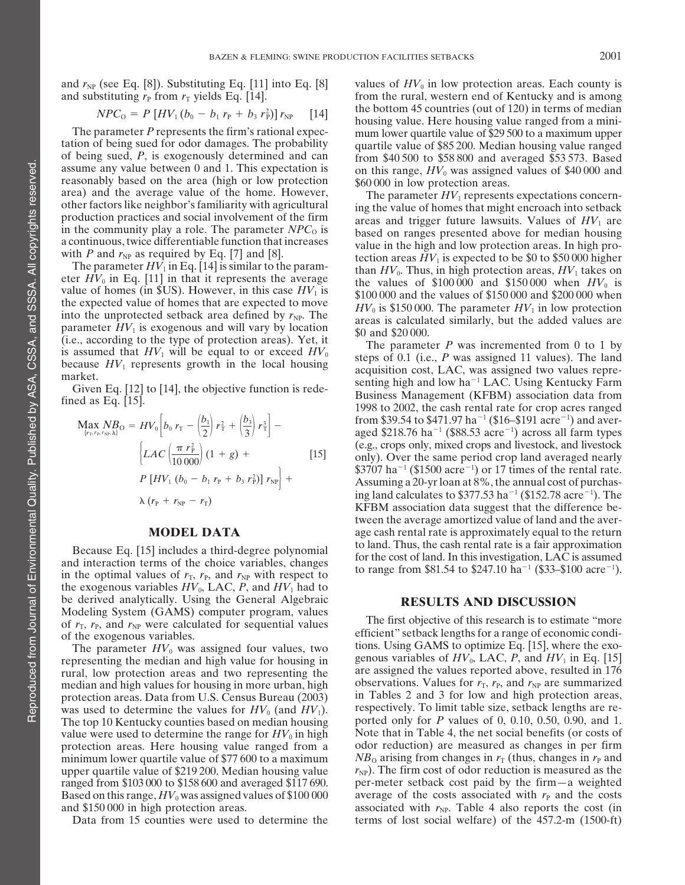and $r_{NP}$ (see Eq. [8]). Substituting Eq. [11] into Eq. [8] and substituting $r_P$ from $r_T$ yields Eq. [14].

$$NPC_O = P\,[HV_1\,(b_0 - b_1\,r_P + b_3\,r_P^2)]\,r_{NP} \qquad [14]$$

The parameter $P$ represents the firm's rational expectation of being sued for odor damages. The probability of being sued, $P$, is exogenously determined and can assume any value between 0 and 1. This expectation is reasonably based on the area (high or low protection area) and the average value of the home. However, other factors like neighbor's familiarity with agricultural production practices and social involvement of the firm in the community play a role. The parameter $NPC_O$ is a continuous, twice differentiable function that increases with $P$ and $r_{NP}$ as required by Eq. [7] and [8].

The parameter $HV_1$ in Eq. [14] is similar to the parameter $HV_0$ in Eq. [11] in that it represents the average value of homes (in \$US). However, in this case $HV_1$ is the expected value of homes that are expected to move into the unprotected setback area defined by $r_{NP}$. The parameter $HV_1$ is exogenous and will vary by location (i.e., according to the type of protection areas). Yet, it is assumed that $HV_1$ will be equal to or exceed $HV_0$ because $HV_1$ represents growth in the local housing market.

Given Eq. [12] to [14], the objective function is redefined as Eq. [15].

$$\max_{\{r_T, r_P, r_{NP}, \lambda\}} NB_O = HV_0\left[b_0\,r_T - \left(\frac{b_1}{2}\right)r_T^2 + \left(\frac{b_3}{3}\right)r_T^3\right] - \left\{LAC\left(\frac{\pi\,r_P^2}{10\,000}\right)(1+g) + P\,[HV_1\,(b_0 - b_1\,r_P + b_3\,r_P^2)]\,r_{NP}\right\} + \lambda\,(r_P + r_{NP} - r_T) \qquad [15]$$

## MODEL DATA

Because Eq. [15] includes a third-degree polynomial and interaction terms of the choice variables, changes in the optimal values of $r_T$, $r_P$, and $r_{NP}$ with respect to the exogenous variables $HV_0$, LAC, $P$, and $HV_1$ had to be derived analytically. Using the General Algebraic Modeling System (GAMS) computer program, values of $r_T$, $r_P$, and $r_{NP}$ were calculated for sequential values of the exogenous variables.

The parameter $HV_0$ was assigned four values, two representing the median and high value for housing in rural, low protection areas and two representing the median and high values for housing in more urban, high protection areas. Data from U.S. Census Bureau (2003) was used to determine the values for $HV_0$ (and $HV_1$). The top 10 Kentucky counties based on median housing value were used to determine the range for $HV_0$ in high protection areas. Here housing value ranged from a minimum lower quartile value of \$77 600 to a maximum upper quartile value of \$219 200. Median housing value ranged from \$103 000 to \$158 600 and averaged \$117 690. Based on this range, $HV_0$ was assigned values of \$100 000 and \$150 000 in high protection areas.

Data from 15 counties were used to determine the values of $HV_0$ in low protection areas. Each county is from the rural, western end of Kentucky and is among the bottom 45 countries (out of 120) in terms of median housing value. Here housing value ranged from a minimum lower quartile value of \$29 500 to a maximum upper quartile value of \$85 200. Median housing value ranged from \$40 500 to \$58 800 and averaged \$53 573. Based on this range, $HV_0$ was assigned values of \$40 000 and \$60 000 in low protection areas.

The parameter $HV_1$ represents expectations concerning the value of homes that might encroach into setback areas and trigger future lawsuits. Values of $HV_1$ are based on ranges presented above for median housing value in the high and low protection areas. In high protection areas $HV_1$ is expected to be \$0 to \$50 000 higher than $HV_0$. Thus, in high protection areas, $HV_1$ takes on the values of \$100 000 and \$150 000 when $HV_0$ is \$100 000 and the values of \$150 000 and \$200 000 when $HV_0$ is \$150 000. The parameter $HV_1$ in low protection areas is calculated similarly, but the added values are \$0 and \$20 000.

The parameter $P$ was incremented from 0 to 1 by steps of 0.1 (i.e., $P$ was assigned 11 values). The land acquisition cost, LAC, was assigned two values representing high and low ha$^{-1}$ LAC. Using Kentucky Farm Business Management (KFBM) association data from 1998 to 2002, the cash rental rate for crop acres ranged from \$39.54 to \$471.97 ha$^{-1}$ (\$16–\$191 acre$^{-1}$) and averaged \$218.76 ha$^{-1}$ (\$88.53 acre$^{-1}$) across all farm types (e.g., crops only, mixed crops and livestock, and livestock only). Over the same period crop land averaged nearly \$3707 ha$^{-1}$ (\$1500 acre$^{-1}$) or 17 times of the rental rate. Assuming a 20-yr loan at 8%, the annual cost of purchasing land calculates to \$377.53 ha$^{-1}$ (\$152.78 acre$^{-1}$). The KFBM association data suggest that the difference between the average amortized value of land and the average cash rental rate is approximately equal to the return to land. Thus, the cash rental rate is a fair approximation for the cost of land. In this investigation, LAC is assumed to range from \$81.54 to \$247.10 ha$^{-1}$ (\$33–\$100 acre$^{-1}$).

## RESULTS AND DISCUSSION

The first objective of this research is to estimate "more efficient" setback lengths for a range of economic conditions. Using GAMS to optimize Eq. [15], where the exogenous variables of $HV_0$, LAC, $P$, and $HV_1$ in Eq. [15] are assigned the values reported above, resulted in 176 observations. Values for $r_T$, $r_P$, and $r_{NP}$ are summarized in Tables 2 and 3 for low and high protection areas, respectively. To limit table size, setback lengths are reported only for $P$ values of 0, 0.10, 0.50, 0.90, and 1. Note that in Table 4, the net social benefits (or costs of odor reduction) are measured as changes in per firm $NB_O$ arising from changes in $r_T$ (thus, changes in $r_P$ and $r_{NP}$). The firm cost of odor reduction is measured as the per-meter setback cost paid by the firm—a weighted average of the costs associated with $r_P$ and the costs associated with $r_{NP}$. Table 4 also reports the cost (in terms of lost social welfare) of the 457.2-m (1500-ft)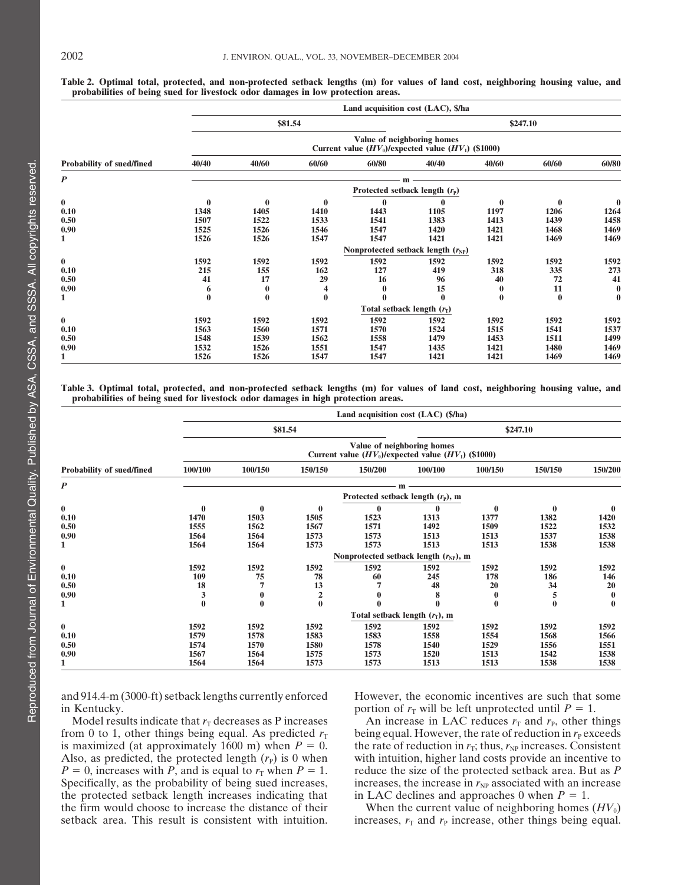**Table 2. Optimal total, protected, and non-protected setback lengths (m) for values of land cost, neighboring housing value, and probabilities of being sued for livestock odor damages in low protection areas.**

| | Land acquisition cost (LAC), $/ha | | | | | | | |
|---|---|---|---|---|---|---|---|---|
| | $81.54 | | | | $247.10 | | | |
| | Value of neighboring homes Current value ($HV_0$)/expected value ($HV_1$) ($1000) | | | | | | | |
| **Probability of sued/fined** | **40/40** | **40/60** | **60/60** | **60/80** | **40/40** | **40/60** | **60/60** | **60/80** |
| $P$ | m | | | | | | | |
| | Protected setback length ($r_P$) | | | | | | | |
| 0 | 0 | 0 | 0 | 0 | 0 | 0 | 0 | 0 |
| 0.10 | 1348 | 1405 | 1410 | 1443 | 1105 | 1197 | 1206 | 1264 |
| 0.50 | 1507 | 1522 | 1533 | 1541 | 1383 | 1413 | 1439 | 1458 |
| 0.90 | 1525 | 1526 | 1546 | 1547 | 1420 | 1421 | 1468 | 1469 |
| 1 | 1526 | 1526 | 1547 | 1547 | 1421 | 1421 | 1469 | 1469 |
| | Nonprotected setback length ($r_{NP}$) | | | | | | | |
| 0 | 1592 | 1592 | 1592 | 1592 | 1592 | 1592 | 1592 | 1592 |
| 0.10 | 215 | 155 | 162 | 127 | 419 | 318 | 335 | 273 |
| 0.50 | 41 | 17 | 29 | 16 | 96 | 40 | 72 | 41 |
| 0.90 | 6 | 0 | 4 | 0 | 15 | 0 | 11 | 0 |
| 1 | 0 | 0 | 0 | 0 | 0 | 0 | 0 | 0 |
| | Total setback length ($r_T$) | | | | | | | |
| 0 | 1592 | 1592 | 1592 | 1592 | 1592 | 1592 | 1592 | 1592 |
| 0.10 | 1563 | 1560 | 1571 | 1570 | 1524 | 1515 | 1541 | 1537 |
| 0.50 | 1548 | 1539 | 1562 | 1558 | 1479 | 1453 | 1511 | 1499 |
| 0.90 | 1532 | 1526 | 1551 | 1547 | 1435 | 1421 | 1480 | 1469 |
| 1 | 1526 | 1526 | 1547 | 1547 | 1421 | 1421 | 1469 | 1469 |

**Table 3. Optimal total, protected, and non-protected setback lengths (m) for values of land cost, neighboring housing value, and probabilities of being sued for livestock odor damages in high protection areas.**

| | Land acquisition cost (LAC) ($/ha) | | | | | | | |
|---|---|---|---|---|---|---|---|---|
| | $81.54 | | | | $247.10 | | | |
| | Value of neighboring homes Current value ($HV_0$)/expected value ($HV_1$) ($1000) | | | | | | | |
| **Probability of sued/fined** | **100/100** | **100/150** | **150/150** | **150/200** | **100/100** | **100/150** | **150/150** | **150/200** |
| $P$ | m | | | | | | | |
| | Protected setback length ($r_P$), m | | | | | | | |
| 0 | 0 | 0 | 0 | 0 | 0 | 0 | 0 | 0 |
| 0.10 | 1470 | 1503 | 1505 | 1523 | 1313 | 1377 | 1382 | 1420 |
| 0.50 | 1555 | 1562 | 1567 | 1571 | 1492 | 1509 | 1522 | 1532 |
| 0.90 | 1564 | 1564 | 1573 | 1573 | 1513 | 1513 | 1537 | 1538 |
| 1 | 1564 | 1564 | 1573 | 1573 | 1513 | 1513 | 1538 | 1538 |
| | Nonprotected setback length ($r_{NP}$), m | | | | | | | |
| 0 | 1592 | 1592 | 1592 | 1592 | 1592 | 1592 | 1592 | 1592 |
| 0.10 | 109 | 75 | 78 | 60 | 245 | 178 | 186 | 146 |
| 0.50 | 18 | 7 | 13 | 7 | 48 | 20 | 34 | 20 |
| 0.90 | 3 | 0 | 2 | 0 | 8 | 0 | 5 | 0 |
| 1 | 0 | 0 | 0 | 0 | 0 | 0 | 0 | 0 |
| | Total setback length ($r_T$), m | | | | | | | |
| 0 | 1592 | 1592 | 1592 | 1592 | 1592 | 1592 | 1592 | 1592 |
| 0.10 | 1579 | 1578 | 1583 | 1583 | 1558 | 1554 | 1568 | 1566 |
| 0.50 | 1574 | 1570 | 1580 | 1578 | 1540 | 1529 | 1556 | 1551 |
| 0.90 | 1567 | 1564 | 1575 | 1573 | 1520 | 1513 | 1542 | 1538 |
| 1 | 1564 | 1564 | 1573 | 1573 | 1513 | 1513 | 1538 | 1538 |

and 914.4-m (3000-ft) setback lengths currently enforced in Kentucky.

Model results indicate that $r_T$ decreases as P increases from 0 to 1, other things being equal. As predicted $r_T$ is maximized (at approximately 1600 m) when $P = 0$. Also, as predicted, the protected length ($r_P$) is 0 when $P = 0$, increases with $P$, and is equal to $r_T$ when $P = 1$. Specifically, as the probability of being sued increases, the protected setback length increases indicating that the firm would choose to increase the distance of their setback area. This result is consistent with intuition. However, the economic incentives are such that some portion of $r_T$ will be left unprotected until $P = 1$.

An increase in LAC reduces $r_T$ and $r_P$, other things being equal. However, the rate of reduction in $r_P$ exceeds the rate of reduction in $r_T$; thus, $r_{NP}$ increases. Consistent with intuition, higher land costs provide an incentive to reduce the size of the protected setback area. But as $P$ increases, the increase in $r_{NP}$ associated with an increase in LAC declines and approaches 0 when $P = 1$.

When the current value of neighboring homes ($HV_0$) increases, $r_T$ and $r_P$ increase, other things being equal.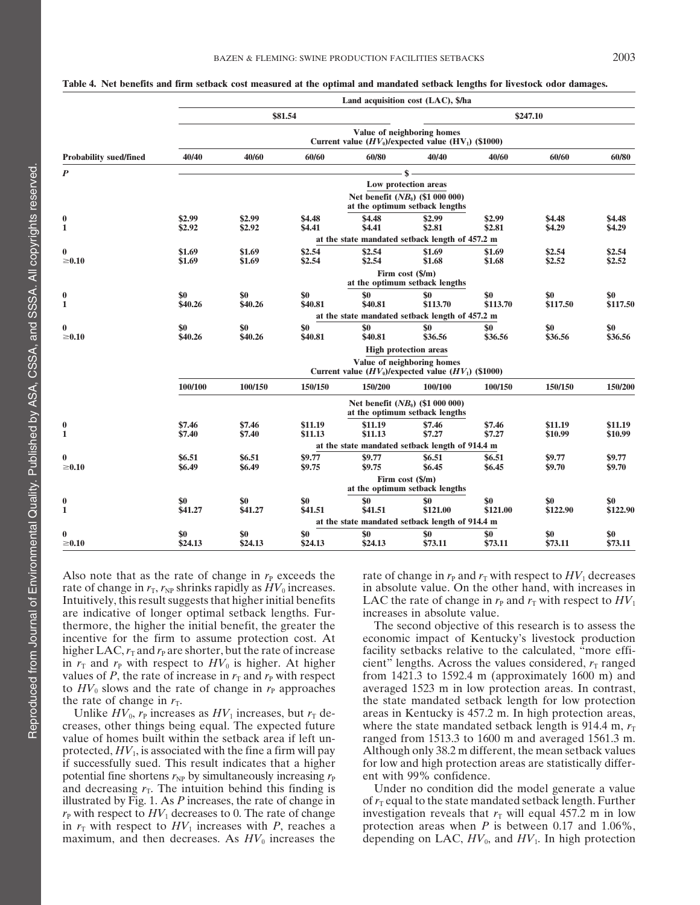**Table 4. Net benefits and firm setback cost measured at the optimal and mandated setback lengths for livestock odor damages.**

| | Land acquisition cost (LAC), $/ha | | | | | | | |
|---|---|---|---|---|---|---|---|---|
| | $81.54 | | | | $247.10 | | | |
| | Value of neighboring homes Current value ($HV_0$)/expected value ($HV_1$) ($1000) | | | | | | | |
| **Probability sued/fined** | **40/40** | **40/60** | **60/60** | **60/80** | **40/40** | **40/60** | **60/60** | **60/80** |
| ***P*** | $ | | | | | | | |
| | **Low protection areas** | | | | | | | |
| | **Net benefit ($NB_0$) ($1 000 000) at the optimum setback lengths** | | | | | | | |
| **0** | **$2.99** | **$2.99** | **$4.48** | **$4.48** | **$2.99** | **$2.99** | **$4.48** | **$4.48** |
| **1** | **$2.92** | **$2.92** | **$4.41** | **$4.41** | **$2.81** | **$2.81** | **$4.29** | **$4.29** |
| | **at the state mandated setback length of 457.2 m** | | | | | | | |
| **0** | **$1.69** | **$1.69** | **$2.54** | **$2.54** | **$1.69** | **$1.69** | **$2.54** | **$2.54** |
| **≥0.10** | **$1.69** | **$1.69** | **$2.54** | **$2.54** | **$1.68** | **$1.68** | **$2.52** | **$2.52** |
| | **Firm cost ($/m) at the optimum setback lengths** | | | | | | | |
| **0** | **$0** | **$0** | **$0** | **$0** | **$0** | **$0** | **$0** | **$0** |
| **1** | **$40.26** | **$40.26** | **$40.81** | **$40.81** | **$113.70** | **$113.70** | **$117.50** | **$117.50** |
| | **at the state mandated setback length of 457.2 m** | | | | | | | |
| **0** | **$0** | **$0** | **$0** | **$0** | **$0** | **$0** | **$0** | **$0** |
| **≥0.10** | **$40.26** | **$40.26** | **$40.81** | **$40.81** | **$36.56** | **$36.56** | **$36.56** | **$36.56** |
| | **High protection areas** | | | | | | | |
| | **Value of neighboring homes Current value ($HV_0$)/expected value ($HV_1$) ($1000)** | | | | | | | |
| | **100/100** | **100/150** | **150/150** | **150/200** | **100/100** | **100/150** | **150/150** | **150/200** |
| | **Net benefit ($NB_0$) ($1 000 000) at the optimum setback lengths** | | | | | | | |
| **0** | **$7.46** | **$7.46** | **$11.19** | **$11.19** | **$7.46** | **$7.46** | **$11.19** | **$11.19** |
| **1** | **$7.40** | **$7.40** | **$11.13** | **$11.13** | **$7.27** | **$7.27** | **$10.99** | **$10.99** |
| | **at the state mandated setback length of 914.4 m** | | | | | | | |
| **0** | **$6.51** | **$6.51** | **$9.77** | **$9.77** | **$6.51** | **$6.51** | **$9.77** | **$9.77** |
| **≥0.10** | **$6.49** | **$6.49** | **$9.75** | **$9.75** | **$6.45** | **$6.45** | **$9.70** | **$9.70** |
| | **Firm cost ($/m) at the optimum setback lengths** | | | | | | | |
| **0** | **$0** | **$0** | **$0** | **$0** | **$0** | **$0** | **$0** | **$0** |
| **1** | **$41.27** | **$41.27** | **$41.51** | **$41.51** | **$121.00** | **$121.00** | **$122.90** | **$122.90** |
| | **at the state mandated setback length of 914.4 m** | | | | | | | |
| **0** | **$0** | **$0** | **$0** | **$0** | **$0** | **$0** | **$0** | **$0** |
| **≥0.10** | **$24.13** | **$24.13** | **$24.13** | **$24.13** | **$73.11** | **$73.11** | **$73.11** | **$73.11** |

Also note that as the rate of change in $r_P$ exceeds the rate of change in $r_T$, $r_{NP}$ shrinks rapidly as $HV_0$ increases. Intuitively, this result suggests that higher initial benefits are indicative of longer optimal setback lengths. Furthermore, the higher the initial benefit, the greater the incentive for the firm to assume protection cost. At higher LAC, $r_T$ and $r_P$ are shorter, but the rate of increase in $r_T$ and $r_P$ with respect to $HV_0$ is higher. At higher values of $P$, the rate of increase in $r_T$ and $r_P$ with respect to $HV_0$ slows and the rate of change in $r_P$ approaches the rate of change in $r_T$.

Unlike $HV_0$, $r_P$ increases as $HV_1$ increases, but $r_T$ decreases, other things being equal. The expected future value of homes built within the setback area if left unprotected, $HV_1$, is associated with the fine a firm will pay if successfully sued. This result indicates that a higher potential fine shortens $r_{NP}$ by simultaneously increasing $r_P$ and decreasing $r_T$. The intuition behind this finding is illustrated by Fig. 1. As $P$ increases, the rate of change in $r_P$ with respect to $HV_1$ decreases to 0. The rate of change in $r_T$ with respect to $HV_1$ increases with $P$, reaches a maximum, and then decreases. As $HV_0$ increases the rate of change in $r_P$ and $r_T$ with respect to $HV_1$ decreases in absolute value. On the other hand, with increases in LAC the rate of change in $r_P$ and $r_T$ with respect to $HV_1$ increases in absolute value.

The second objective of this research is to assess the economic impact of Kentucky's livestock production facility setbacks relative to the calculated, "more efficient" lengths. Across the values considered, $r_T$ ranged from 1421.3 to 1592.4 m (approximately 1600 m) and averaged 1523 m in low protection areas. In contrast, the state mandated setback length for low protection areas in Kentucky is 457.2 m. In high protection areas, where the state mandated setback length is 914.4 m, $r_T$ ranged from 1513.3 to 1600 m and averaged 1561.3 m. Although only 38.2 m different, the mean setback values for low and high protection areas are statistically different with 99% confidence.

Under no condition did the model generate a value of $r_T$ equal to the state mandated setback length. Further investigation reveals that $r_T$ will equal 457.2 m in low protection areas when $P$ is between 0.17 and 1.06%, depending on LAC, $HV_0$, and $HV_1$. In high protection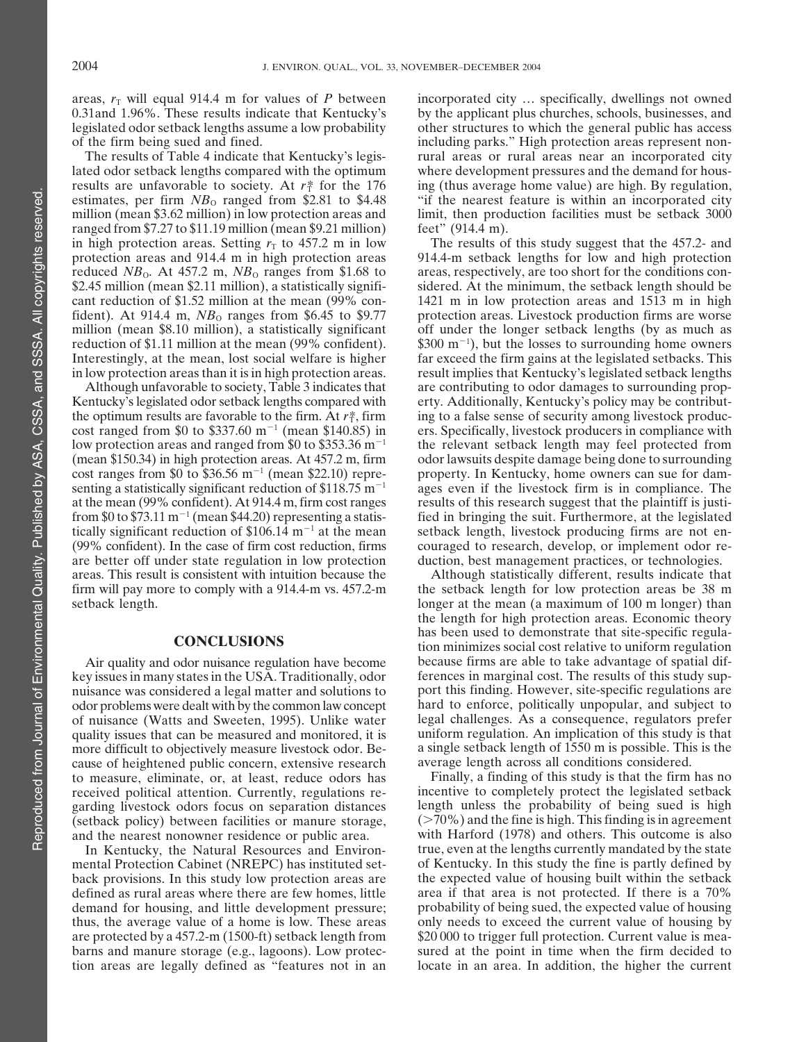areas, $r_T$ will equal 914.4 m for values of $P$ between 0.31and 1.96%. These results indicate that Kentucky's legislated odor setback lengths assume a low probability of the firm being sued and fined.

The results of Table 4 indicate that Kentucky's legislated odor setback lengths compared with the optimum results are unfavorable to society. At $r_T^*$ for the 176 estimates, per firm $NB_O$ ranged from \$2.81 to \$4.48 million (mean \$3.62 million) in low protection areas and ranged from \$7.27 to \$11.19 million (mean \$9.21 million) in high protection areas. Setting $r_T$ to 457.2 m in low protection areas and 914.4 m in high protection areas reduced $NB_O$. At 457.2 m, $NB_O$ ranges from \$1.68 to \$2.45 million (mean \$2.11 million), a statistically significant reduction of \$1.52 million at the mean (99% confident). At 914.4 m, $NB_O$ ranges from \$6.45 to \$9.77 million (mean \$8.10 million), a statistically significant reduction of \$1.11 million at the mean (99% confident). Interestingly, at the mean, lost social welfare is higher in low protection areas than it is in high protection areas.

Although unfavorable to society, Table 3 indicates that Kentucky's legislated odor setback lengths compared with the optimum results are favorable to the firm. At $r_T^*$, firm cost ranged from \$0 to \$337.60 $m^{-1}$ (mean \$140.85) in low protection areas and ranged from \$0 to \$353.36 $m^{-1}$ (mean \$150.34) in high protection areas. At 457.2 m, firm cost ranges from \$0 to \$36.56 $m^{-1}$ (mean \$22.10) representing a statistically significant reduction of \$118.75 $m^{-1}$ at the mean (99% confident). At 914.4 m, firm cost ranges from \$0 to \$73.11 $m^{-1}$ (mean \$44.20) representing a statistically significant reduction of \$106.14 $m^{-1}$ at the mean (99% confident). In the case of firm cost reduction, firms are better off under state regulation in low protection areas. This result is consistent with intuition because the firm will pay more to comply with a 914.4-m vs. 457.2-m setback length.

## CONCLUSIONS

Air quality and odor nuisance regulation have become key issues in many states in the USA. Traditionally, odor nuisance was considered a legal matter and solutions to odor problems were dealt with by the common law concept of nuisance (Watts and Sweeten, 1995). Unlike water quality issues that can be measured and monitored, it is more difficult to objectively measure livestock odor. Because of heightened public concern, extensive research to measure, eliminate, or, at least, reduce odors has received political attention. Currently, regulations regarding livestock odors focus on separation distances (setback policy) between facilities or manure storage, and the nearest nonowner residence or public area.

In Kentucky, the Natural Resources and Environmental Protection Cabinet (NREPC) has instituted setback provisions. In this study low protection areas are defined as rural areas where there are few homes, little demand for housing, and little development pressure; thus, the average value of a home is low. These areas are protected by a 457.2-m (1500-ft) setback length from barns and manure storage (e.g., lagoons). Low protection areas are legally defined as "features not in an incorporated city … specifically, dwellings not owned by the applicant plus churches, schools, businesses, and other structures to which the general public has access including parks." High protection areas represent nonrural areas or rural areas near an incorporated city where development pressures and the demand for housing (thus average home value) are high. By regulation, "if the nearest feature is within an incorporated city limit, then production facilities must be setback 3000 feet" (914.4 m).

The results of this study suggest that the 457.2- and 914.4-m setback lengths for low and high protection areas, respectively, are too short for the conditions considered. At the minimum, the setback length should be 1421 m in low protection areas and 1513 m in high protection areas. Livestock production firms are worse off under the longer setback lengths (by as much as \$300 $m^{-1}$), but the losses to surrounding home owners far exceed the firm gains at the legislated setbacks. This result implies that Kentucky's legislated setback lengths are contributing to odor damages to surrounding property. Additionally, Kentucky's policy may be contributing to a false sense of security among livestock producers. Specifically, livestock producers in compliance with the relevant setback length may feel protected from odor lawsuits despite damage being done to surrounding property. In Kentucky, home owners can sue for damages even if the livestock firm is in compliance. The results of this research suggest that the plaintiff is justified in bringing the suit. Furthermore, at the legislated setback length, livestock producing firms are not encouraged to research, develop, or implement odor reduction, best management practices, or technologies.

Although statistically different, results indicate that the setback length for low protection areas be 38 m longer at the mean (a maximum of 100 m longer) than the length for high protection areas. Economic theory has been used to demonstrate that site-specific regulation minimizes social cost relative to uniform regulation because firms are able to take advantage of spatial differences in marginal cost. The results of this study support this finding. However, site-specific regulations are hard to enforce, politically unpopular, and subject to legal challenges. As a consequence, regulators prefer uniform regulation. An implication of this study is that a single setback length of 1550 m is possible. This is the average length across all conditions considered.

Finally, a finding of this study is that the firm has no incentive to completely protect the legislated setback length unless the probability of being sued is high (>70%) and the fine is high. This finding is in agreement with Harford (1978) and others. This outcome is also true, even at the lengths currently mandated by the state of Kentucky. In this study the fine is partly defined by the expected value of housing built within the setback area if that area is not protected. If there is a 70% probability of being sued, the expected value of housing only needs to exceed the current value of housing by \$20 000 to trigger full protection. Current value is measured at the point in time when the firm decided to locate in an area. In addition, the higher the current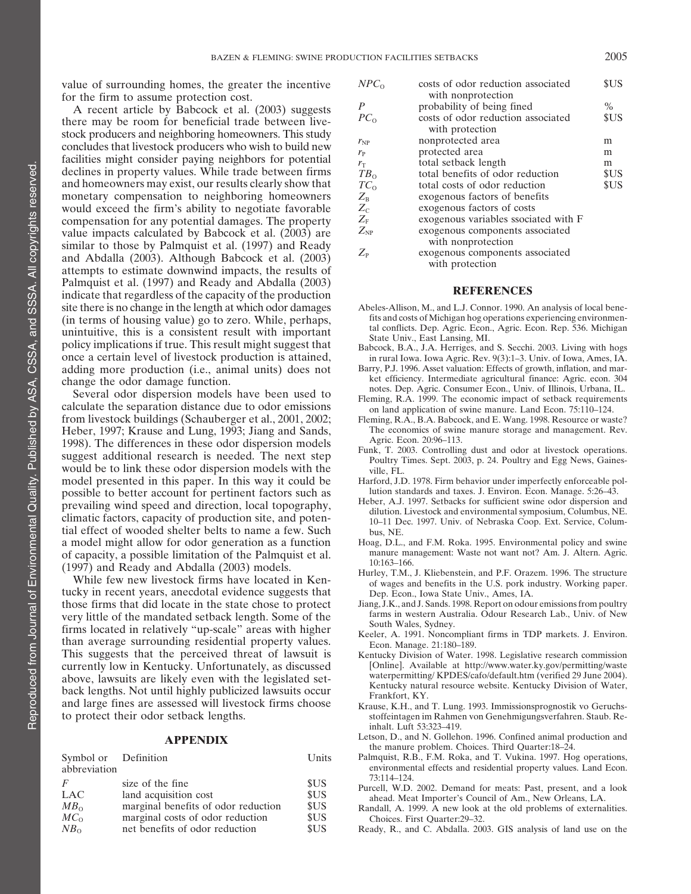value of surrounding homes, the greater the incentive for the firm to assume protection cost.

A recent article by Babcock et al. (2003) suggests there may be room for beneficial trade between livestock producers and neighboring homeowners. This study concludes that livestock producers who wish to build new facilities might consider paying neighbors for potential declines in property values. While trade between firms and homeowners may exist, our results clearly show that monetary compensation to neighboring homeowners would exceed the firm's ability to negotiate favorable compensation for any potential damages. The property value impacts calculated by Babcock et al. (2003) are similar to those by Palmquist et al. (1997) and Ready and Abdalla (2003). Although Babcock et al. (2003) attempts to estimate downwind impacts, the results of Palmquist et al. (1997) and Ready and Abdalla (2003) indicate that regardless of the capacity of the production site there is no change in the length at which odor damages (in terms of housing value) go to zero. While, perhaps, unintuitive, this is a consistent result with important policy implications if true. This result might suggest that once a certain level of livestock production is attained, adding more production (i.e., animal units) does not change the odor damage function.

Several odor dispersion models have been used to calculate the separation distance due to odor emissions from livestock buildings (Schauberger et al., 2001, 2002; Heber, 1997; Krause and Lung, 1993; Jiang and Sands, 1998). The differences in these odor dispersion models suggest additional research is needed. The next step would be to link these odor dispersion models with the model presented in this paper. In this way it could be possible to better account for pertinent factors such as prevailing wind speed and direction, local topography, climatic factors, capacity of production site, and potential effect of wooded shelter belts to name a few. Such a model might allow for odor generation as a function of capacity, a possible limitation of the Palmquist et al. (1997) and Ready and Abdalla (2003) models.

While few new livestock firms have located in Kentucky in recent years, anecdotal evidence suggests that those firms that did locate in the state chose to protect very little of the mandated setback length. Some of the firms located in relatively "up-scale" areas with higher than average surrounding residential property values. This suggests that the perceived threat of lawsuit is currently low in Kentucky. Unfortunately, as discussed above, lawsuits are likely even with the legislated setback lengths. Not until highly publicized lawsuits occur and large fines are assessed will livestock firms choose to protect their odor setback lengths.

## APPENDIX

| Symbol or abbreviation | Definition | Units |
|---|---|---|
| $F$ | size of the fine | \$US |
| LAC | land acquisition cost | \$US |
| $MB_O$ | marginal benefits of odor reduction | \$US |
| $MC_O$ | marginal costs of odor reduction | \$US |
| $NB_O$ | net benefits of odor reduction | \$US |
| $NPC_O$ | costs of odor reduction associated with nonprotection | \$US |
| $P$ | probability of being fined | % |
| $PC_O$ | costs of odor reduction associated with protection | \$US |
| $r_{NP}$ | nonprotected area | m |
| $r_P$ | protected area | m |
| $r_T$ | total setback length | m |
| $TB_O$ | total benefits of odor reduction | \$US |
| $TC_O$ | total costs of odor reduction | \$US |
| $Z_B$ | exogenous factors of benefits | |
| $Z_C$ | exogenous factors of costs | |
| $Z_F$ | exogenous variables ssociated with F | |
| $Z_{NP}$ | exogenous components associated with nonprotection | |
| $Z_P$ | exogenous components associated with protection | |

## REFERENCES

Abeles-Allison, M., and L.J. Connor. 1990. An analysis of local benefits and costs of Michigan hog operations experiencing environmental conflicts. Dep. Agric. Econ., Agric. Econ. Rep. 536. Michigan State Univ., East Lansing, MI.

Babcock, B.A., J.A. Herriges, and S. Secchi. 2003. Living with hogs in rural Iowa. Iowa Agric. Rev. 9(3):1–3. Univ. of Iowa, Ames, IA.

Barry, P.J. 1996. Asset valuation: Effects of growth, inflation, and market efficiency. Intermediate agricultural finance: Agric. econ. 304 notes. Dep. Agric. Consumer Econ., Univ. of Illinois, Urbana, IL.

Fleming, R.A. 1999. The economic impact of setback requirements on land application of swine manure. Land Econ. 75:110–124.

Fleming, R.A., B.A. Babcock, and E. Wang. 1998. Resource or waste? The economics of swine manure storage and management. Rev. Agric. Econ. 20:96–113.

Funk, T. 2003. Controlling dust and odor at livestock operations. Poultry Times. Sept. 2003, p. 24. Poultry and Egg News, Gainesville, FL.

Harford, J.D. 1978. Firm behavior under imperfectly enforceable pollution standards and taxes. J. Environ. Econ. Manage. 5:26–43.

Heber, A.J. 1997. Setbacks for sufficient swine odor dispersion and dilution. Livestock and environmental symposium, Columbus, NE. 10–11 Dec. 1997. Univ. of Nebraska Coop. Ext. Service, Columbus, NE.

Hoag, D.L., and F.M. Roka. 1995. Environmental policy and swine manure management: Waste not want not? Am. J. Altern. Agric. 10:163–166.

Hurley, T.M., J. Kliebenstein, and P.F. Orazem. 1996. The structure of wages and benefits in the U.S. pork industry. Working paper. Dep. Econ., Iowa State Univ., Ames, IA.

Jiang, J.K., and J. Sands. 1998. Report on odour emissions from poultry farms in western Australia. Odour Research Lab., Univ. of New South Wales, Sydney.

Keeler, A. 1991. Noncompliant firms in TDP markets. J. Environ. Econ. Manage. 21:180–189.

Kentucky Division of Water. 1998. Legislative research commission [Online]. Available at http://www.water.ky.gov/permitting/wastewaterpermitting/ KPDES/cafo/default.htm (verified 29 June 2004). Kentucky natural resource website. Kentucky Division of Water, Frankfort, KY.

Krause, K.H., and T. Lung. 1993. Immissionsprognostik vo Geruchsstoffeintagen im Rahmen von Genehmigungsverfahren. Staub. Reinhalt. Luft 53:323–419.

Letson, D., and N. Gollehon. 1996. Confined animal production and the manure problem. Choices. Third Quarter:18–24.

Palmquist, R.B., F.M. Roka, and T. Vukina. 1997. Hog operations, environmental effects and residential property values. Land Econ. 73:114–124.

Purcell, W.D. 2002. Demand for meats: Past, present, and a look ahead. Meat Importer's Council of Am., New Orleans, LA.

Randall, A. 1999. A new look at the old problems of externalities. Choices. First Quarter:29–32.

Ready, R., and C. Abdalla. 2003. GIS analysis of land use on the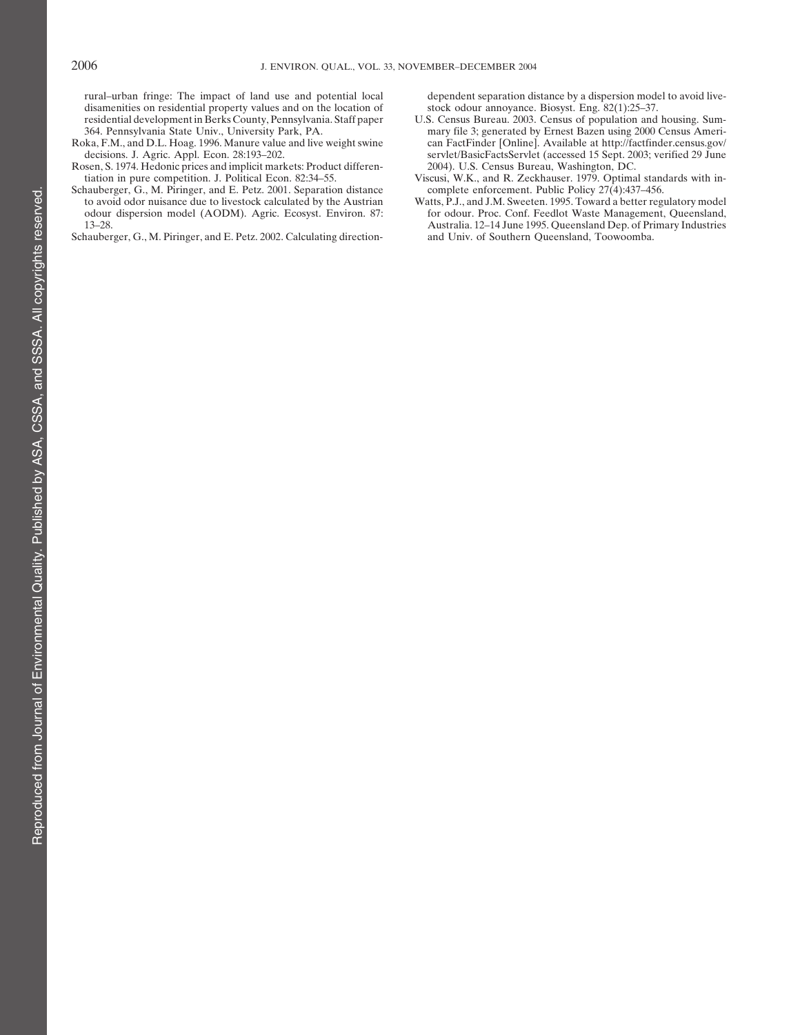rural–urban fringe: The impact of land use and potential local disamenities on residential property values and on the location of residential development in Berks County, Pennsylvania. Staff paper 364. Pennsylvania State Univ., University Park, PA.

Roka, F.M., and D.L. Hoag. 1996. Manure value and live weight swine decisions. J. Agric. Appl. Econ. 28:193–202.

Rosen, S. 1974. Hedonic prices and implicit markets: Product differentiation in pure competition. J. Political Econ. 82:34–55.

Schauberger, G., M. Piringer, and E. Petz. 2001. Separation distance to avoid odor nuisance due to livestock calculated by the Austrian odour dispersion model (AODM). Agric. Ecosyst. Environ. 87: 13–28.

Schauberger, G., M. Piringer, and E. Petz. 2002. Calculating direction-dependent separation distance by a dispersion model to avoid livestock odour annoyance. Biosyst. Eng. 82(1):25–37.

U.S. Census Bureau. 2003. Census of population and housing. Summary file 3; generated by Ernest Bazen using 2000 Census American FactFinder [Online]. Available at http://factfinder.census.gov/servlet/BasicFactsServlet (accessed 15 Sept. 2003; verified 29 June 2004). U.S. Census Bureau, Washington, DC.

Viscusi, W.K., and R. Zeckhauser. 1979. Optimal standards with incomplete enforcement. Public Policy 27(4):437–456.

Watts, P.J., and J.M. Sweeten. 1995. Toward a better regulatory model for odour. Proc. Conf. Feedlot Waste Management, Queensland, Australia. 12–14 June 1995. Queensland Dep. of Primary Industries and Univ. of Southern Queensland, Toowoomba.